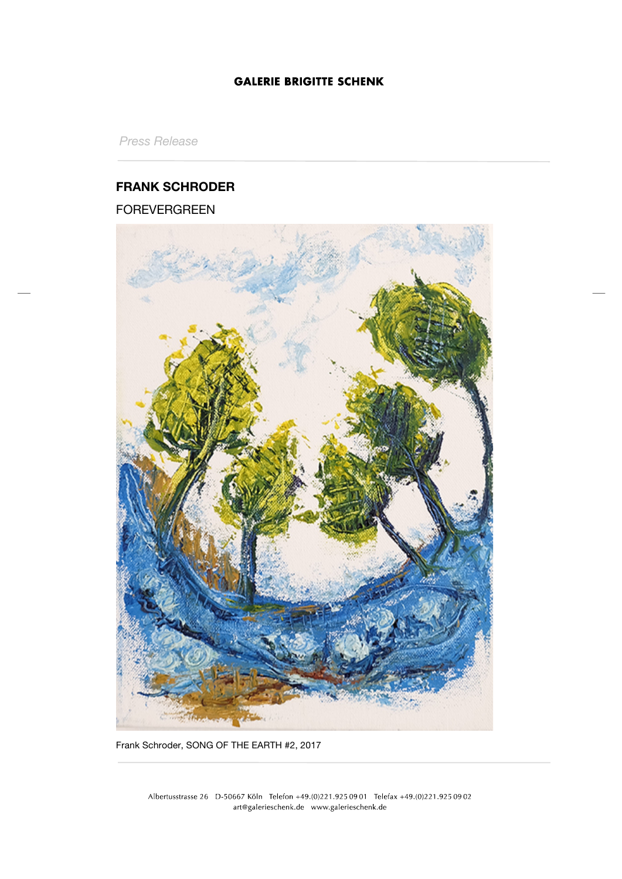**GALERIE BRIGITTE SCHENK**

*Press Release*

## FRANK SCHRODER

FOREVERGREEN

Frank Schroder, SONG OF THE EARTH #2, 2017

Albertusstrasse 26 D-50667 Köln Telefon +49.(0)221.925 09 01 Telefax +49.(0)221.925 09 02
art@galerieschenk.de www.galerieschenk.de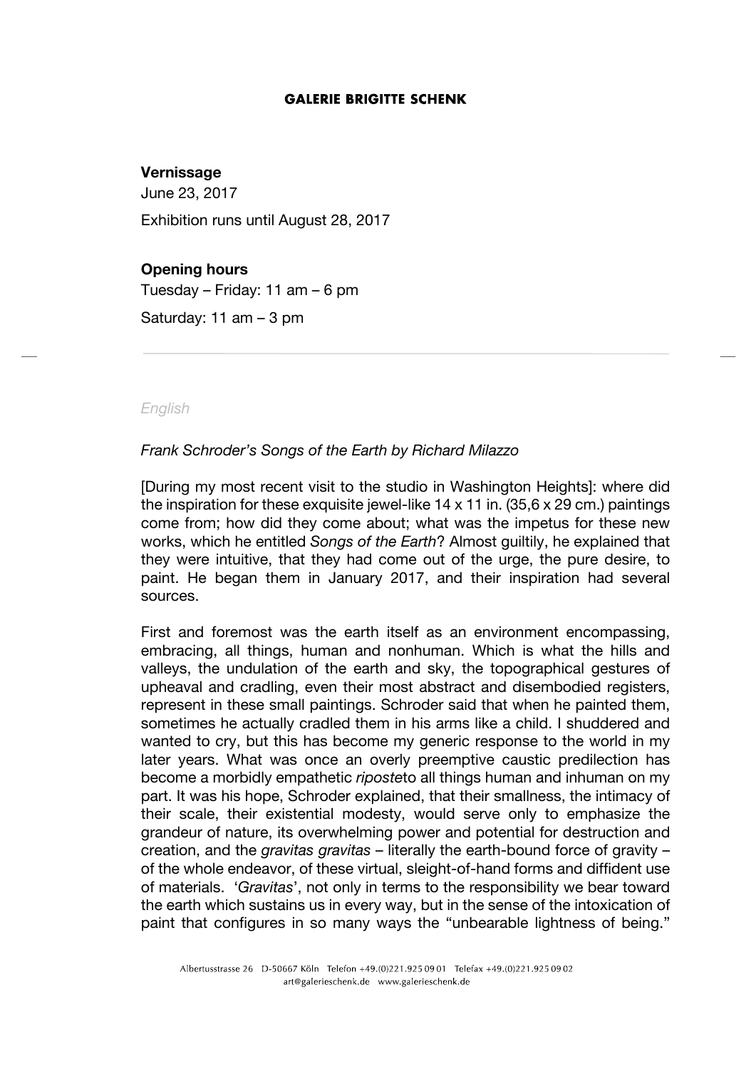**Vernissage**

June 23, 2017

Exhibition runs until August 28, 2017

**Opening hours**

Tuesday – Friday: 11 am – 6 pm

Saturday: 11 am – 3 pm

---

*English*

*Frank Schroder's Songs of the Earth by Richard Milazzo*

[During my most recent visit to the studio in Washington Heights]: where did the inspiration for these exquisite jewel-like 14 x 11 in. (35,6 x 29 cm.) paintings come from; how did they come about; what was the impetus for these new works, which he entitled *Songs of the Earth*? Almost guiltily, he explained that they were intuitive, that they had come out of the urge, the pure desire, to paint. He began them in January 2017, and their inspiration had several sources.

First and foremost was the earth itself as an environment encompassing, embracing, all things, human and nonhuman. Which is what the hills and valleys, the undulation of the earth and sky, the topographical gestures of upheaval and cradling, even their most abstract and disembodied registers, represent in these small paintings. Schroder said that when he painted them, sometimes he actually cradled them in his arms like a child. I shuddered and wanted to cry, but this has become my generic response to the world in my later years. What was once an overly preemptive caustic predilection has become a morbidly empathetic *riposte*to all things human and inhuman on my part. It was his hope, Schroder explained, that their smallness, the intimacy of their scale, their existential modesty, would serve only to emphasize the grandeur of nature, its overwhelming power and potential for destruction and creation, and the *gravitas gravitas* – literally the earth-bound force of gravity – of the whole endeavor, of these virtual, sleight-of-hand forms and diffident use of materials. '*Gravitas*', not only in terms to the responsibility we bear toward the earth which sustains us in every way, but in the sense of the intoxication of paint that configures in so many ways the "unbearable lightness of being."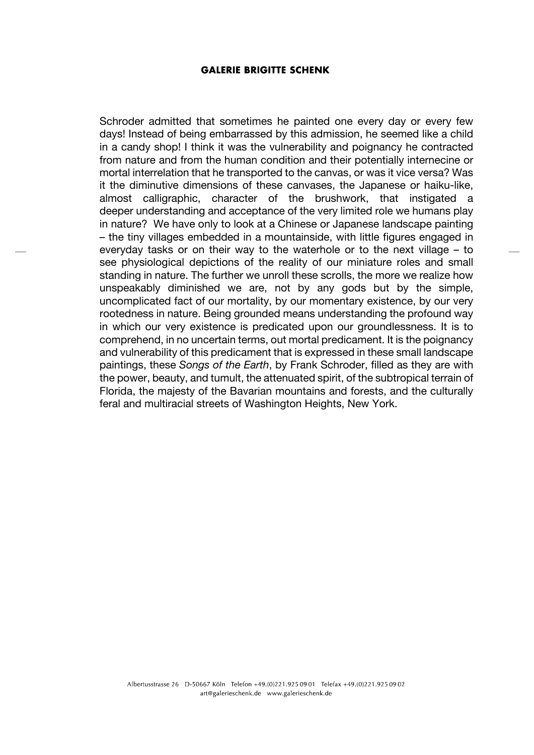Schroder admitted that sometimes he painted one every day or every few days! Instead of being embarrassed by this admission, he seemed like a child in a candy shop! I think it was the vulnerability and poignancy he contracted from nature and from the human condition and their potentially internecine or mortal interrelation that he transported to the canvas, or was it vice versa? Was it the diminutive dimensions of these canvases, the Japanese or haiku-like, almost calligraphic, character of the brushwork, that instigated a deeper understanding and acceptance of the very limited role we humans play in nature? We have only to look at a Chinese or Japanese landscape painting – the tiny villages embedded in a mountainside, with little figures engaged in everyday tasks or on their way to the waterhole or to the next village – to see physiological depictions of the reality of our miniature roles and small standing in nature. The further we unroll these scrolls, the more we realize how unspeakably diminished we are, not by any gods but by the simple, uncomplicated fact of our mortality, by our momentary existence, by our very rootedness in nature. Being grounded means understanding the profound way in which our very existence is predicated upon our groundlessness. It is to comprehend, in no uncertain terms, out mortal predicament. It is the poignancy and vulnerability of this predicament that is expressed in these small landscape paintings, these *Songs of the Earth*, by Frank Schroder, filled as they are with the power, beauty, and tumult, the attenuated spirit, of the subtropical terrain of Florida, the majesty of the Bavarian mountains and forests, and the culturally feral and multiracial streets of Washington Heights, New York.